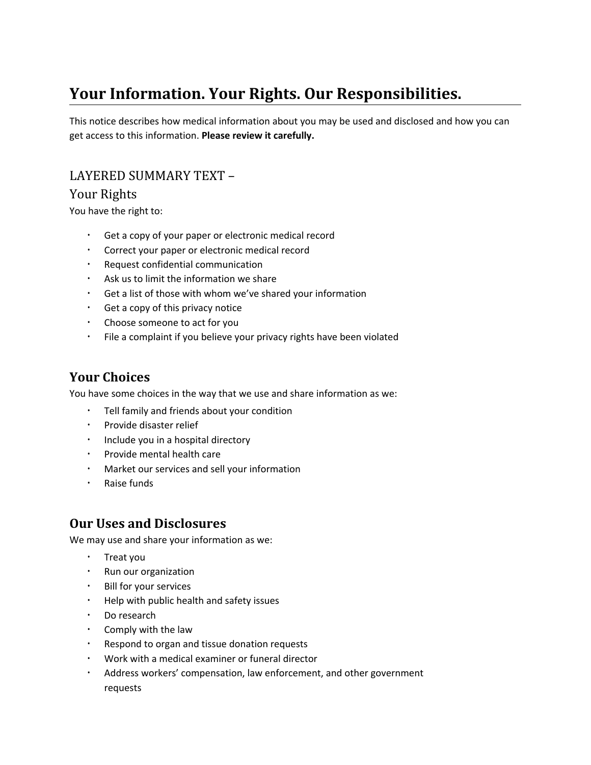# Your Information. Your Rights. Our Responsibilities.

This notice describes how medical information about you may be used and disclosed and how you can get access to this information. **Please review it carefully.**

## LAYERED SUMMARY TEXT –

## Your Rights

You have the right to:

- Get a copy of your paper or electronic medical record
- Correct your paper or electronic medical record
- Request confidential communication
- Ask us to limit the information we share
- Get a list of those with whom we've shared your information
- Get a copy of this privacy notice
- Choose someone to act for you
- File a complaint if you believe your privacy rights have been violated

## Your Choices

You have some choices in the way that we use and share information as we:

- Tell family and friends about your condition
- Provide disaster relief
- Include you in a hospital directory
- Provide mental health care
- Market our services and sell your information
- Raise funds

## Our Uses and Disclosures

We may use and share your information as we:

- Treat you
- Run our organization
- Bill for your services
- Help with public health and safety issues
- Do research
- Comply with the law
- Respond to organ and tissue donation requests
- Work with a medical examiner or funeral director
- Address workers' compensation, law enforcement, and other government requests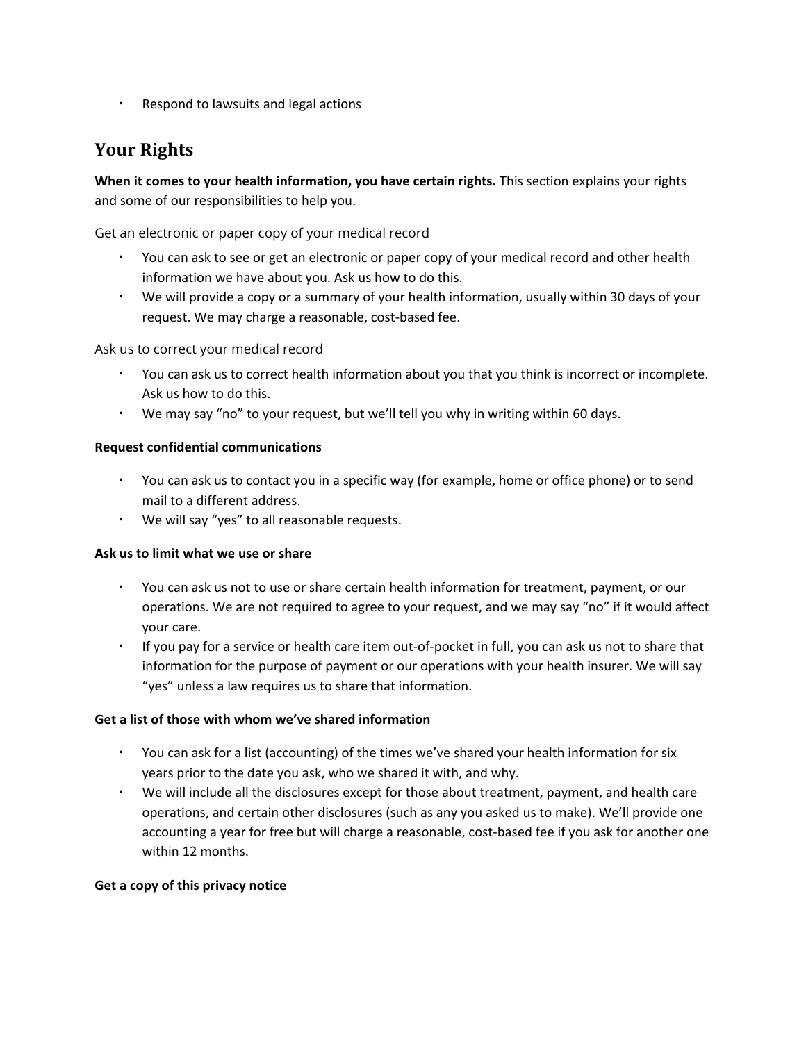- Respond to lawsuits and legal actions

## Your Rights

**When it comes to your health information, you have certain rights.** This section explains your rights and some of our responsibilities to help you.

Get an electronic or paper copy of your medical record

- You can ask to see or get an electronic or paper copy of your medical record and other health information we have about you. Ask us how to do this.
- We will provide a copy or a summary of your health information, usually within 30 days of your request. We may charge a reasonable, cost-based fee.

Ask us to correct your medical record

- You can ask us to correct health information about you that you think is incorrect or incomplete. Ask us how to do this.
- We may say "no" to your request, but we'll tell you why in writing within 60 days.

**Request confidential communications**

- You can ask us to contact you in a specific way (for example, home or office phone) or to send mail to a different address.
- We will say "yes" to all reasonable requests.

**Ask us to limit what we use or share**

- You can ask us not to use or share certain health information for treatment, payment, or our operations. We are not required to agree to your request, and we may say "no" if it would affect your care.
- If you pay for a service or health care item out-of-pocket in full, you can ask us not to share that information for the purpose of payment or our operations with your health insurer. We will say "yes" unless a law requires us to share that information.

**Get a list of those with whom we've shared information**

- You can ask for a list (accounting) of the times we've shared your health information for six years prior to the date you ask, who we shared it with, and why.
- We will include all the disclosures except for those about treatment, payment, and health care operations, and certain other disclosures (such as any you asked us to make). We'll provide one accounting a year for free but will charge a reasonable, cost-based fee if you ask for another one within 12 months.

**Get a copy of this privacy notice**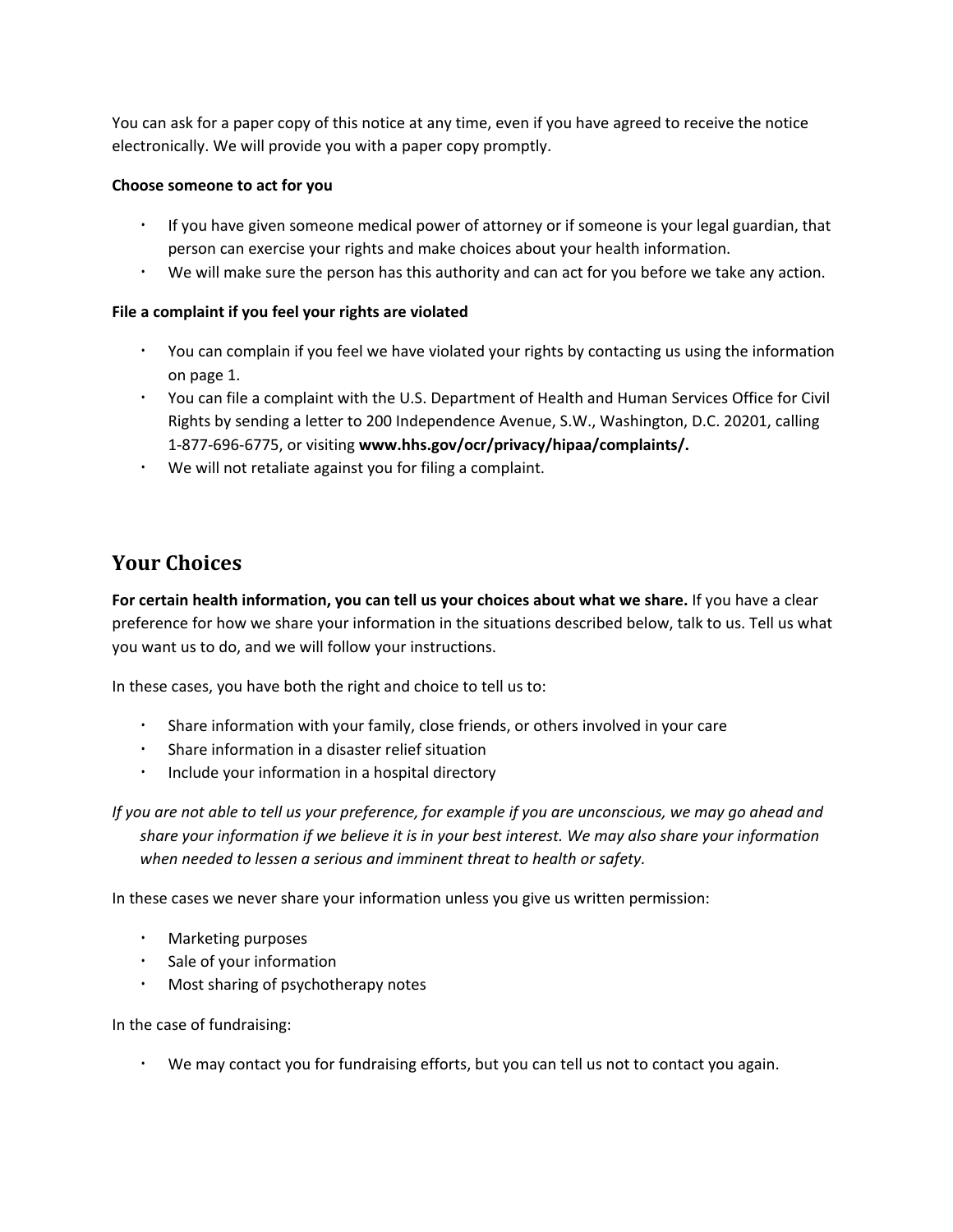You can ask for a paper copy of this notice at any time, even if you have agreed to receive the notice electronically. We will provide you with a paper copy promptly.

**Choose someone to act for you**

- If you have given someone medical power of attorney or if someone is your legal guardian, that person can exercise your rights and make choices about your health information.
- We will make sure the person has this authority and can act for you before we take any action.

**File a complaint if you feel your rights are violated**

- You can complain if you feel we have violated your rights by contacting us using the information on page 1.
- You can file a complaint with the U.S. Department of Health and Human Services Office for Civil Rights by sending a letter to 200 Independence Avenue, S.W., Washington, D.C. 20201, calling 1-877-696-6775, or visiting **www.hhs.gov/ocr/privacy/hipaa/complaints/.**
- We will not retaliate against you for filing a complaint.

## Your Choices

**For certain health information, you can tell us your choices about what we share.** If you have a clear preference for how we share your information in the situations described below, talk to us. Tell us what you want us to do, and we will follow your instructions.

In these cases, you have both the right and choice to tell us to:

- Share information with your family, close friends, or others involved in your care
- Share information in a disaster relief situation
- Include your information in a hospital directory

*If you are not able to tell us your preference, for example if you are unconscious, we may go ahead and share your information if we believe it is in your best interest. We may also share your information when needed to lessen a serious and imminent threat to health or safety.*

In these cases we never share your information unless you give us written permission:

- Marketing purposes
- Sale of your information
- Most sharing of psychotherapy notes

In the case of fundraising:

- We may contact you for fundraising efforts, but you can tell us not to contact you again.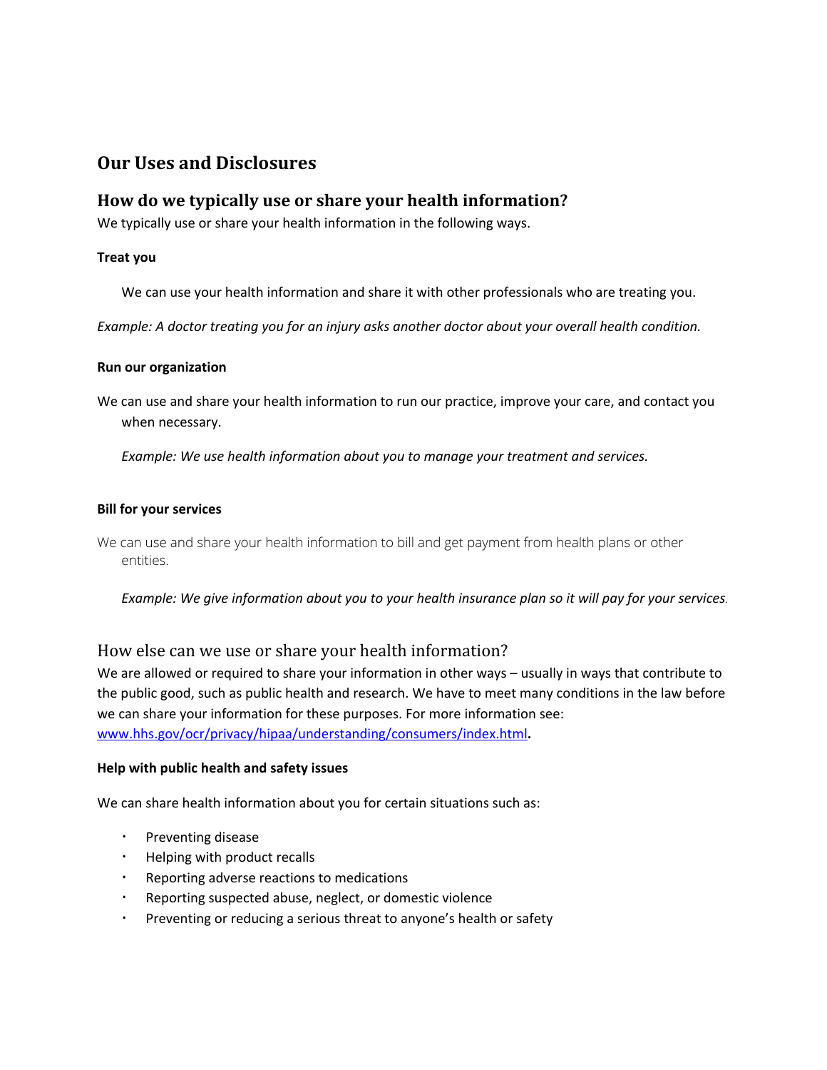## Our Uses and Disclosures

### How do we typically use or share your health information?

We typically use or share your health information in the following ways.

**Treat you**

We can use your health information and share it with other professionals who are treating you.

*Example: A doctor treating you for an injury asks another doctor about your overall health condition.*

**Run our organization**

We can use and share your health information to run our practice, improve your care, and contact you when necessary.

*Example: We use health information about you to manage your treatment and services.*

**Bill for your services**

We can use and share your health information to bill and get payment from health plans or other entities.

*Example: We give information about you to your health insurance plan so it will pay for your services.*

### How else can we use or share your health information?

We are allowed or required to share your information in other ways – usually in ways that contribute to the public good, such as public health and research. We have to meet many conditions in the law before we can share your information for these purposes. For more information see: www.hhs.gov/ocr/privacy/hipaa/understanding/consumers/index.html.

**Help with public health and safety issues**

We can share health information about you for certain situations such as:

- Preventing disease
- Helping with product recalls
- Reporting adverse reactions to medications
- Reporting suspected abuse, neglect, or domestic violence
- Preventing or reducing a serious threat to anyone's health or safety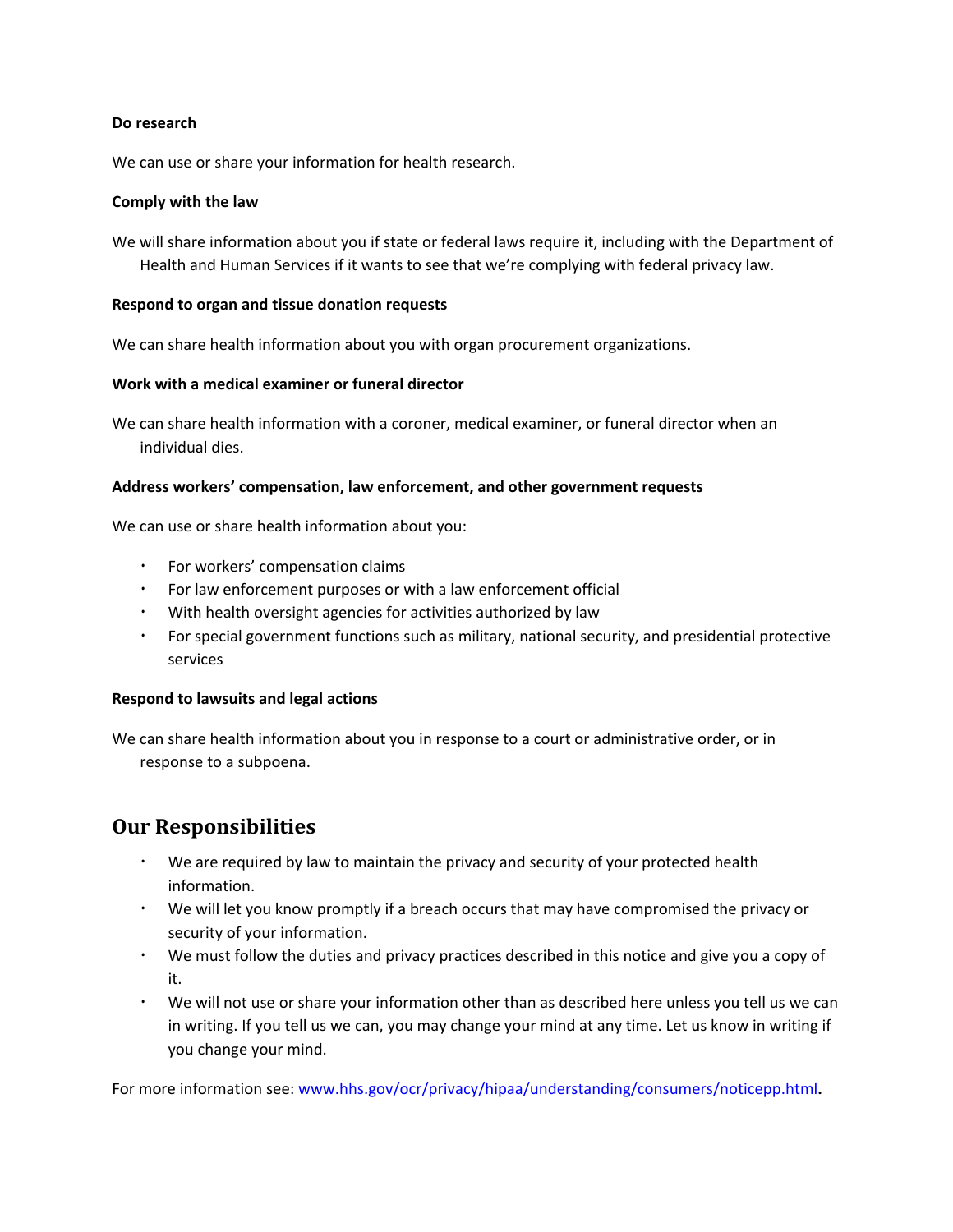**Do research**

We can use or share your information for health research.

**Comply with the law**

We will share information about you if state or federal laws require it, including with the Department of Health and Human Services if it wants to see that we're complying with federal privacy law.

**Respond to organ and tissue donation requests**

We can share health information about you with organ procurement organizations.

**Work with a medical examiner or funeral director**

We can share health information with a coroner, medical examiner, or funeral director when an individual dies.

**Address workers' compensation, law enforcement, and other government requests**

We can use or share health information about you:

- For workers' compensation claims
- For law enforcement purposes or with a law enforcement official
- With health oversight agencies for activities authorized by law
- For special government functions such as military, national security, and presidential protective services

**Respond to lawsuits and legal actions**

We can share health information about you in response to a court or administrative order, or in response to a subpoena.

## Our Responsibilities

- We are required by law to maintain the privacy and security of your protected health information.
- We will let you know promptly if a breach occurs that may have compromised the privacy or security of your information.
- We must follow the duties and privacy practices described in this notice and give you a copy of it.
- We will not use or share your information other than as described here unless you tell us we can in writing. If you tell us we can, you may change your mind at any time. Let us know in writing if you change your mind.

For more information see: [www.hhs.gov/ocr/privacy/hipaa/understanding/consumers/noticepp.html](http://www.hhs.gov/ocr/privacy/hipaa/understanding/consumers/noticepp.html)**.**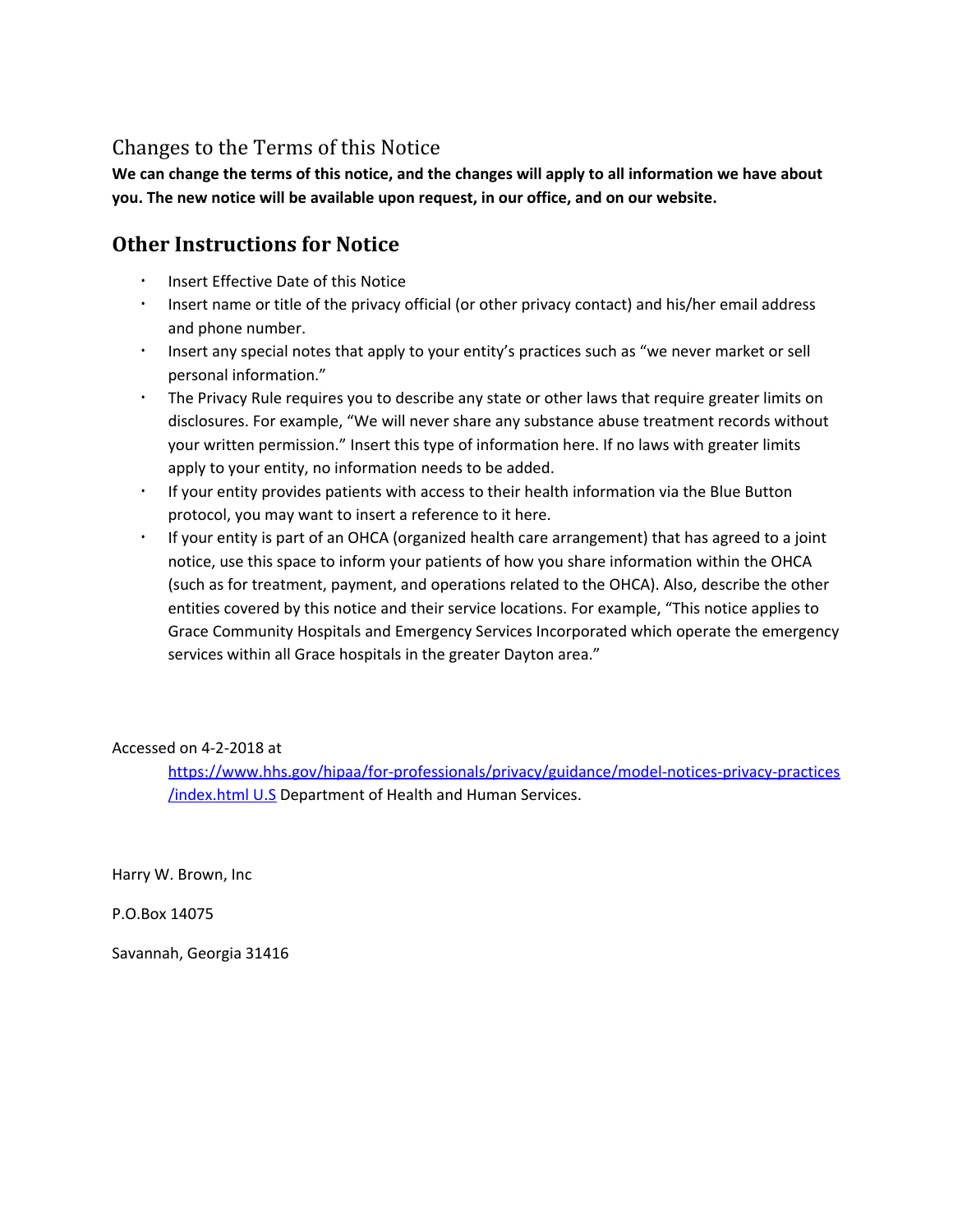## Changes to the Terms of this Notice

**We can change the terms of this notice, and the changes will apply to all information we have about you. The new notice will be available upon request, in our office, and on our website.**

## Other Instructions for Notice

- Insert Effective Date of this Notice
- Insert name or title of the privacy official (or other privacy contact) and his/her email address and phone number.
- Insert any special notes that apply to your entity's practices such as "we never market or sell personal information."
- The Privacy Rule requires you to describe any state or other laws that require greater limits on disclosures. For example, "We will never share any substance abuse treatment records without your written permission." Insert this type of information here. If no laws with greater limits apply to your entity, no information needs to be added.
- If your entity provides patients with access to their health information via the Blue Button protocol, you may want to insert a reference to it here.
- If your entity is part of an OHCA (organized health care arrangement) that has agreed to a joint notice, use this space to inform your patients of how you share information within the OHCA (such as for treatment, payment, and operations related to the OHCA). Also, describe the other entities covered by this notice and their service locations. For example, "This notice applies to Grace Community Hospitals and Emergency Services Incorporated which operate the emergency services within all Grace hospitals in the greater Dayton area."

Accessed on 4-2-2018 at

https://www.hhs.gov/hipaa/for-professionals/privacy/guidance/model-notices-privacy-practices/index.html U.S Department of Health and Human Services.

Harry W. Brown, Inc

P.O.Box 14075

Savannah, Georgia 31416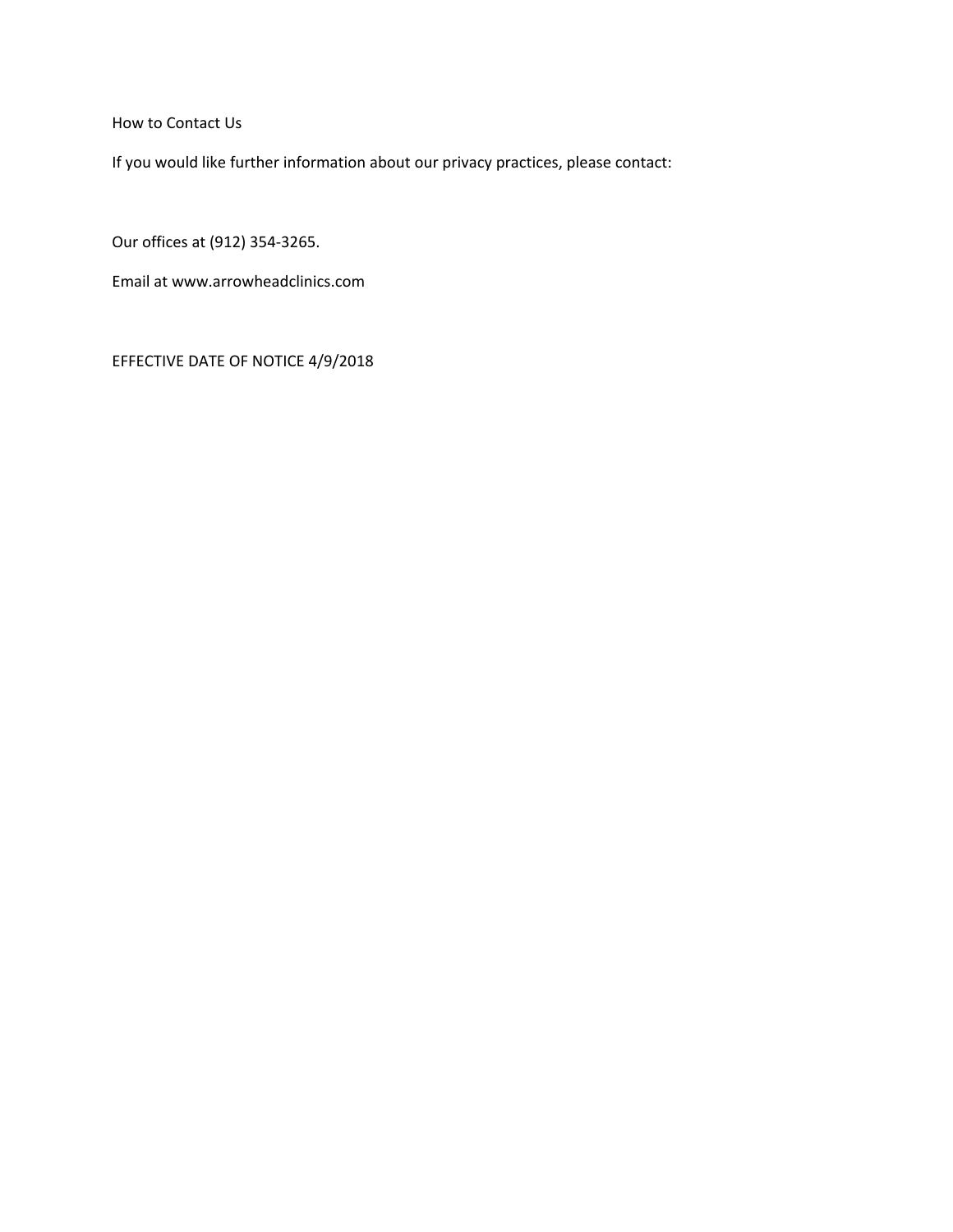How to Contact Us

If you would like further information about our privacy practices, please contact:

Our offices at (912) 354-3265.

Email at www.arrowheadclinics.com

EFFECTIVE DATE OF NOTICE 4/9/2018